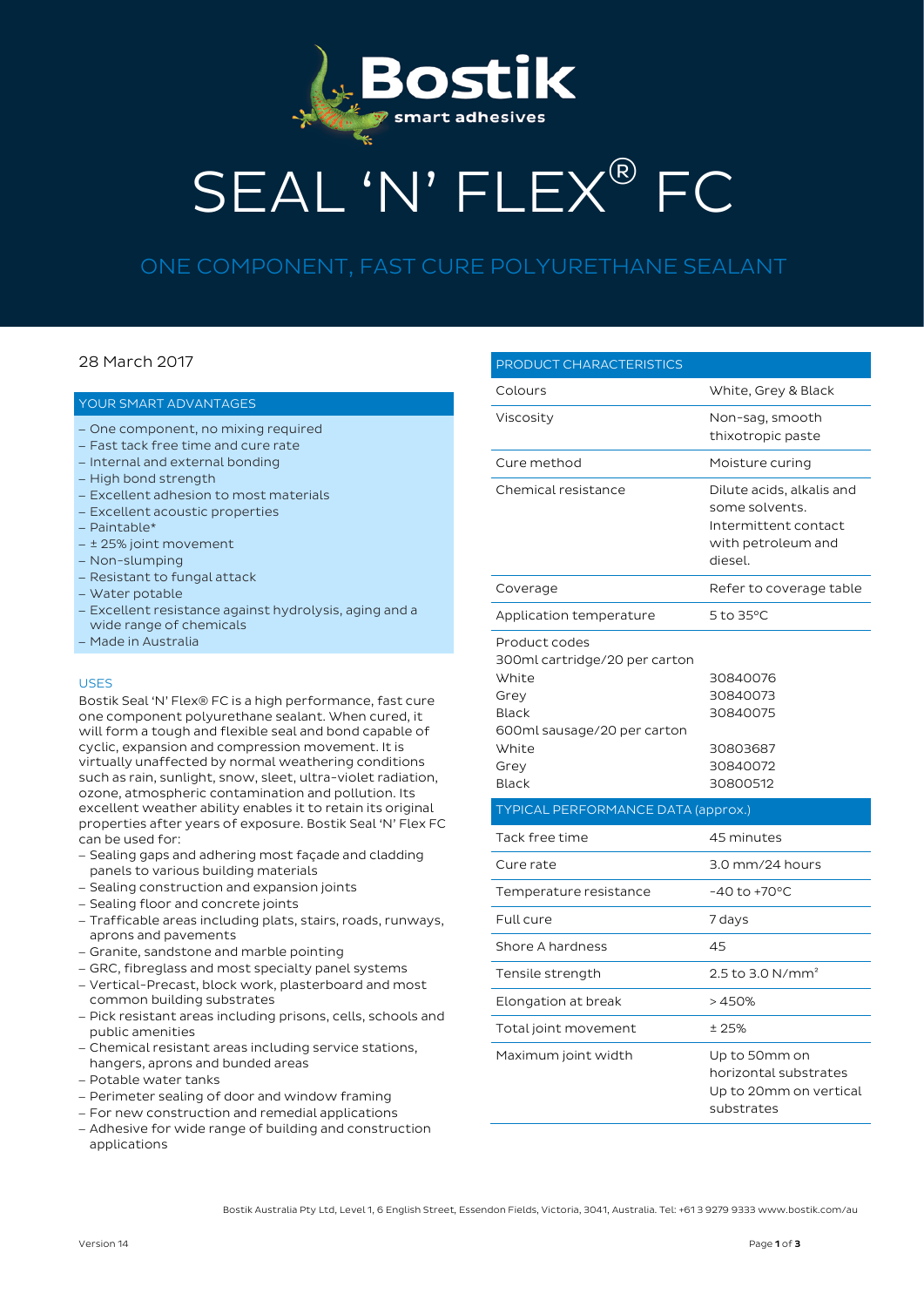Bostik smart adhesives

# SEAL 'N' FLEX® FC

## ONE COMPONENT, FAST CURE POLYURETHANE SEALANT

28 March 2017

### YOUR SMART ADVANTAGES

- One component, no mixing required
- Fast tack free time and cure rate
- Internal and external bonding
- High bond strength
- Excellent adhesion to most materials
- Excellent acoustic properties
- Paintable*
- ± 25% joint movement
- Non-slumping
- Resistant to fungal attack
- Water potable
- Excellent resistance against hydrolysis, aging and a wide range of chemicals
- Made in Australia

### USES

Bostik Seal 'N' Flex® FC is a high performance, fast cure one component polyurethane sealant. When cured, it will form a tough and flexible seal and bond capable of cyclic, expansion and compression movement. It is virtually unaffected by normal weathering conditions such as rain, sunlight, snow, sleet, ultra-violet radiation, ozone, atmospheric contamination and pollution. Its excellent weather ability enables it to retain its original properties after years of exposure. Bostik Seal 'N' Flex FC can be used for:

- Sealing gaps and adhering most façade and cladding panels to various building materials
- Sealing construction and expansion joints
- Sealing floor and concrete joints
- Trafficable areas including plats, stairs, roads, runways, aprons and pavements
- Granite, sandstone and marble pointing
- GRC, fibreglass and most specialty panel systems
- Vertical-Precast, block work, plasterboard and most common building substrates
- Pick resistant areas including prisons, cells, schools and public amenities
- Chemical resistant areas including service stations, hangers, aprons and bunded areas
- Potable water tanks
- Perimeter sealing of door and window framing
- For new construction and remedial applications
- Adhesive for wide range of building and construction applications

### PRODUCT CHARACTERISTICS

| | |
|---|---|
| Colours | White, Grey & Black |
| Viscosity | Non-sag, smooth thixotropic paste |
| Cure method | Moisture curing |
| Chemical resistance | Dilute acids, alkalis and some solvents. Intermittent contact with petroleum and diesel. |
| Coverage | Refer to coverage table |
| Application temperature | 5 to 35°C |
| Product codes | |
| 300ml cartridge/20 per carton | |
| White | 30840076 |
| Grey | 30840073 |
| Black | 30840075 |
| 600ml sausage/20 per carton | |
| White | 30803687 |
| Grey | 30840072 |
| Black | 30800512 |

### TYPICAL PERFORMANCE DATA (approx.)

| | |
|---|---|
| Tack free time | 45 minutes |
| Cure rate | 3.0 mm/24 hours |
| Temperature resistance | -40 to +70°C |
| Full cure | 7 days |
| Shore A hardness | 45 |
| Tensile strength | 2.5 to 3.0 N/mm² |
| Elongation at break | > 450% |
| Total joint movement | ± 25% |
| Maximum joint width | Up to 50mm on horizontal substrates<br>Up to 20mm on vertical substrates |

Bostik Australia Pty Ltd, Level 1, 6 English Street, Essendon Fields, Victoria, 3041, Australia. Tel: +61 3 9279 9333 www.bostik.com/au

Version 14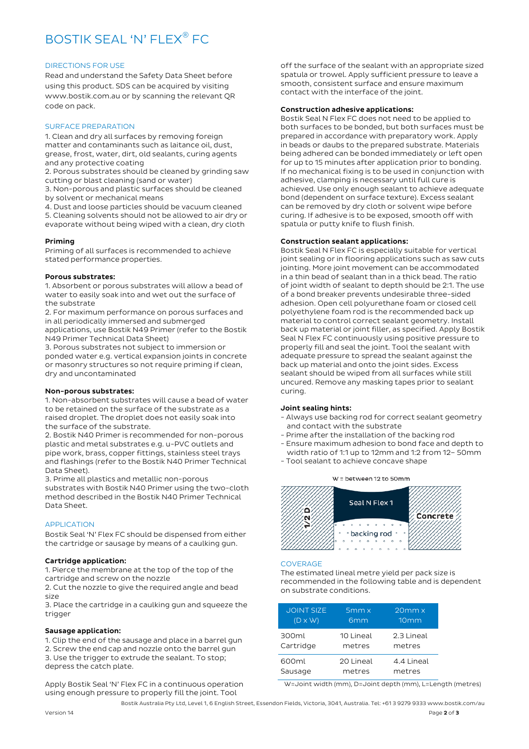# BOSTIK SEAL 'N' FLEX® FC

## DIRECTIONS FOR USE

Read and understand the Safety Data Sheet before using this product. SDS can be acquired by visiting www.bostik.com.au or by scanning the relevant QR code on pack.

## SURFACE PREPARATION

1. Clean and dry all surfaces by removing foreign matter and contaminants such as laitance oil, dust, grease, frost, water, dirt, old sealants, curing agents and any protective coating
2. Porous substrates should be cleaned by grinding saw cutting or blast cleaning (sand or water)
3. Non-porous and plastic surfaces should be cleaned by solvent or mechanical means
4. Dust and loose particles should be vacuum cleaned
5. Cleaning solvents should not be allowed to air dry or evaporate without being wiped with a clean, dry cloth

**Priming**

Priming of all surfaces is recommended to achieve stated performance properties.

**Porous substrates:**

1. Absorbent or porous substrates will allow a bead of water to easily soak into and wet out the surface of the substrate
2. For maximum performance on porous surfaces and in all periodically immersed and submerged applications, use Bostik N49 Primer (refer to the Bostik N49 Primer Technical Data Sheet)
3. Porous substrates not subject to immersion or ponded water e.g. vertical expansion joints in concrete or masonry structures so not require priming if clean, dry and uncontaminated

**Non-porous substrates:**

1. Non-absorbent substrates will cause a bead of water to be retained on the surface of the substrate as a raised droplet. The droplet does not easily soak into the surface of the substrate.
2. Bostik N40 Primer is recommended for non-porous plastic and metal substrates e.g. u-PVC outlets and pipe work, brass, copper fittings, stainless steel trays and flashings (refer to the Bostik N40 Primer Technical Data Sheet).
3. Prime all plastics and metallic non-porous substrates with Bostik N40 Primer using the two-cloth method described in the Bostik N40 Primer Technical Data Sheet.

## APPLICATION

Bostik Seal 'N' Flex FC should be dispensed from either the cartridge or sausage by means of a caulking gun.

**Cartridge application:**

1. Pierce the membrane at the top of the top of the cartridge and screw on the nozzle
2. Cut the nozzle to give the required angle and bead size
3. Place the cartridge in a caulking gun and squeeze the trigger

**Sausage application:**

1. Clip the end of the sausage and place in a barrel gun
2. Screw the end cap and nozzle onto the barrel gun
3. Use the trigger to extrude the sealant. To stop; depress the catch plate.

Apply Bostik Seal 'N' Flex FC in a continuous operation using enough pressure to properly fill the joint. Tool off the surface of the sealant with an appropriate sized spatula or trowel. Apply sufficient pressure to leave a smooth, consistent surface and ensure maximum contact with the interface of the joint.

**Construction adhesive applications:**

Bostik Seal N Flex FC does not need to be applied to both surfaces to be bonded, but both surfaces must be prepared in accordance with preparatory work. Apply in beads or daubs to the prepared substrate. Materials being adhered can be bonded immediately or left open for up to 15 minutes after application prior to bonding. If no mechanical fixing is to be used in conjunction with adhesive, clamping is necessary until full cure is achieved. Use only enough sealant to achieve adequate bond (dependent on surface texture). Excess sealant can be removed by dry cloth or solvent wipe before curing. If adhesive is to be exposed, smooth off with spatula or putty knife to flush finish.

**Construction sealant applications:**

Bostik Seal N Flex FC is especially suitable for vertical joint sealing or in flooring applications such as saw cuts jointing. More joint movement can be accommodated in a thin bead of sealant than in a thick bead. The ratio of joint width of sealant to depth should be 2:1. The use of a bond breaker prevents undesirable three-sided adhesion. Open cell polyurethane foam or closed cell polyethylene foam rod is the recommended back up material to control correct sealant geometry. Install back up material or joint filler, as specified. Apply Bostik Seal N Flex FC continuously using positive pressure to properly fill and seal the joint. Tool the sealant with adequate pressure to spread the sealant against the back up material and onto the joint sides. Excess sealant should be wiped from all surfaces while still uncured. Remove any masking tapes prior to sealant curing.

**Joint sealing hints:**

- Always use backing rod for correct sealant geometry and contact with the substrate
- Prime after the installation of the backing rod
- Ensure maximum adhesion to bond face and depth to width ratio of 1:1 up to 12mm and 1:2 from 12– 50mm
- Tool sealant to achieve concave shape

W = between 12 to 50mm

1/2 D — Seal N Flex 1 — Concrete — backing rod

## COVERAGE

The estimated lineal metre yield per pack size is recommended in the following table and is dependent on substrate conditions.

| JOINT SIZE (D x W) | 5mm x 6mm | 20mm x 10mm |
|---|---|---|
| 300ml Cartridge | 10 Lineal metres | 2.3 Lineal metres |
| 600ml Sausage | 20 Lineal metres | 4.4 Lineal metres |

W=Joint width (mm), D=Joint depth (mm), L=Length (metres)

Bostik Australia Pty Ltd, Level 1, 6 English Street, Essendon Fields, Victoria, 3041, Australia. Tel: +61 3 9279 9333 www.bostik.com/au

Version 14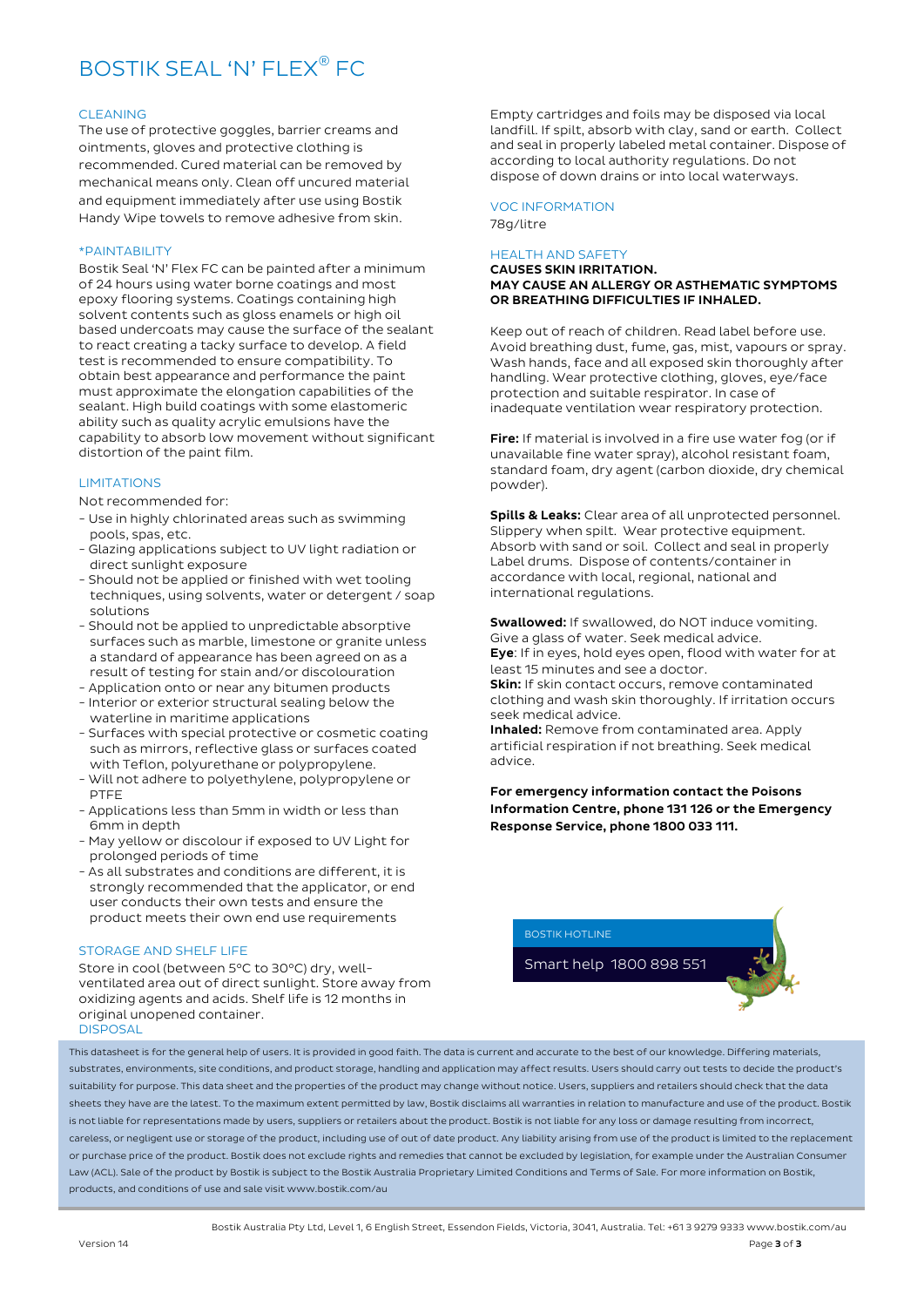# BOSTIK SEAL 'N' FLEX® FC

## CLEANING

The use of protective goggles, barrier creams and ointments, gloves and protective clothing is recommended. Cured material can be removed by mechanical means only. Clean off uncured material and equipment immediately after use using Bostik Handy Wipe towels to remove adhesive from skin.

## *PAINTABILITY

Bostik Seal 'N' Flex FC can be painted after a minimum of 24 hours using water borne coatings and most epoxy flooring systems. Coatings containing high solvent contents such as gloss enamels or high oil based undercoats may cause the surface of the sealant to react creating a tacky surface to develop. A field test is recommended to ensure compatibility. To obtain best appearance and performance the paint must approximate the elongation capabilities of the sealant. High build coatings with some elastomeric ability such as quality acrylic emulsions have the capability to absorb low movement without significant distortion of the paint film.

## LIMITATIONS

Not recommended for:

- Use in highly chlorinated areas such as swimming pools, spas, etc.
- Glazing applications subject to UV light radiation or direct sunlight exposure
- Should not be applied or finished with wet tooling techniques, using solvents, water or detergent / soap solutions
- Should not be applied to unpredictable absorptive surfaces such as marble, limestone or granite unless a standard of appearance has been agreed on as a result of testing for stain and/or discolouration
- Application onto or near any bitumen products
- Interior or exterior structural sealing below the waterline in maritime applications
- Surfaces with special protective or cosmetic coating such as mirrors, reflective glass or surfaces coated with Teflon, polyurethane or polypropylene.
- Will not adhere to polyethylene, polypropylene or PTFE
- Applications less than 5mm in width or less than 6mm in depth
- May yellow or discolour if exposed to UV Light for prolonged periods of time
- As all substrates and conditions are different, it is strongly recommended that the applicator, or end user conducts their own tests and ensure the product meets their own end use requirements

## STORAGE AND SHELF LIFE

Store in cool (between 5°C to 30°C) dry, well-ventilated area out of direct sunlight. Store away from oxidizing agents and acids. Shelf life is 12 months in original unopened container.

## DISPOSAL

Empty cartridges and foils may be disposed via local landfill. If spilt, absorb with clay, sand or earth. Collect and seal in properly labeled metal container. Dispose of according to local authority regulations. Do not dispose of down drains or into local waterways.

## VOC INFORMATION

78g/litre

## HEALTH AND SAFETY

**CAUSES SKIN IRRITATION.**
**MAY CAUSE AN ALLERGY OR ASTHEMATIC SYMPTOMS OR BREATHING DIFFICULTIES IF INHALED.**

Keep out of reach of children. Read label before use. Avoid breathing dust, fume, gas, mist, vapours or spray. Wash hands, face and all exposed skin thoroughly after handling. Wear protective clothing, gloves, eye/face protection and suitable respirator. In case of inadequate ventilation wear respiratory protection.

**Fire:** If material is involved in a fire use water fog (or if unavailable fine water spray), alcohol resistant foam, standard foam, dry agent (carbon dioxide, dry chemical powder).

**Spills & Leaks:** Clear area of all unprotected personnel. Slippery when spilt. Wear protective equipment. Absorb with sand or soil. Collect and seal in properly Label drums. Dispose of contents/container in accordance with local, regional, national and international regulations.

**Swallowed:** If swallowed, do NOT induce vomiting. Give a glass of water. Seek medical advice.
**Eye**: If in eyes, hold eyes open, flood with water for at least 15 minutes and see a doctor.
**Skin:** If skin contact occurs, remove contaminated clothing and wash skin thoroughly. If irritation occurs seek medical advice.
**Inhaled:** Remove from contaminated area. Apply artificial respiration if not breathing. Seek medical advice.

**For emergency information contact the Poisons Information Centre, phone 131 126 or the Emergency Response Service, phone 1800 033 111.**

BOSTIK HOTLINE

Smart help 1800 898 551

This datasheet is for the general help of users. It is provided in good faith. The data is current and accurate to the best of our knowledge. Differing materials, substrates, environments, site conditions, and product storage, handling and application may affect results. Users should carry out tests to decide the product's suitability for purpose. This data sheet and the properties of the product may change without notice. Users, suppliers and retailers should check that the data sheets they have are the latest. To the maximum extent permitted by law, Bostik disclaims all warranties in relation to manufacture and use of the product. Bostik is not liable for representations made by users, suppliers or retailers about the product. Bostik is not liable for any loss or damage resulting from incorrect, careless, or negligent use or storage of the product, including use of out of date product. Any liability arising from use of the product is limited to the replacement or purchase price of the product. Bostik does not exclude rights and remedies that cannot be excluded by legislation, for example under the Australian Consumer Law (ACL). Sale of the product by Bostik is subject to the Bostik Australia Proprietary Limited Conditions and Terms of Sale. For more information on Bostik, products, and conditions of use and sale visit www.bostik.com/au

Bostik Australia Pty Ltd, Level 1, 6 English Street, Essendon Fields, Victoria, 3041, Australia. Tel: +61 3 9279 9333 www.bostik.com/au

Version 14